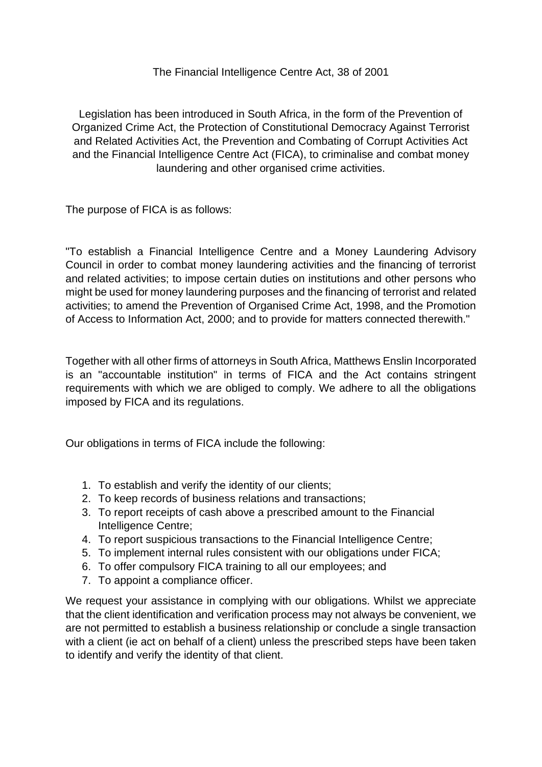# The Financial Intelligence Centre Act, 38 of 2001

Legislation has been introduced in South Africa, in the form of the Prevention of Organized Crime Act, the Protection of Constitutional Democracy Against Terrorist and Related Activities Act, the Prevention and Combating of Corrupt Activities Act and the Financial Intelligence Centre Act (FICA), to criminalise and combat money laundering and other organised crime activities.

The purpose of FICA is as follows:

"To establish a Financial Intelligence Centre and a Money Laundering Advisory Council in order to combat money laundering activities and the financing of terrorist and related activities; to impose certain duties on institutions and other persons who might be used for money laundering purposes and the financing of terrorist and related activities; to amend the Prevention of Organised Crime Act, 1998, and the Promotion of Access to Information Act, 2000; and to provide for matters connected therewith."

Together with all other firms of attorneys in South Africa, Matthews Enslin Incorporated is an "accountable institution" in terms of FICA and the Act contains stringent requirements with which we are obliged to comply. We adhere to all the obligations imposed by FICA and its regulations.

Our obligations in terms of FICA include the following:

1. To establish and verify the identity of our clients;
2. To keep records of business relations and transactions;
3. To report receipts of cash above a prescribed amount to the Financial Intelligence Centre;
4. To report suspicious transactions to the Financial Intelligence Centre;
5. To implement internal rules consistent with our obligations under FICA;
6. To offer compulsory FICA training to all our employees; and
7. To appoint a compliance officer.

We request your assistance in complying with our obligations. Whilst we appreciate that the client identification and verification process may not always be convenient, we are not permitted to establish a business relationship or conclude a single transaction with a client (ie act on behalf of a client) unless the prescribed steps have been taken to identify and verify the identity of that client.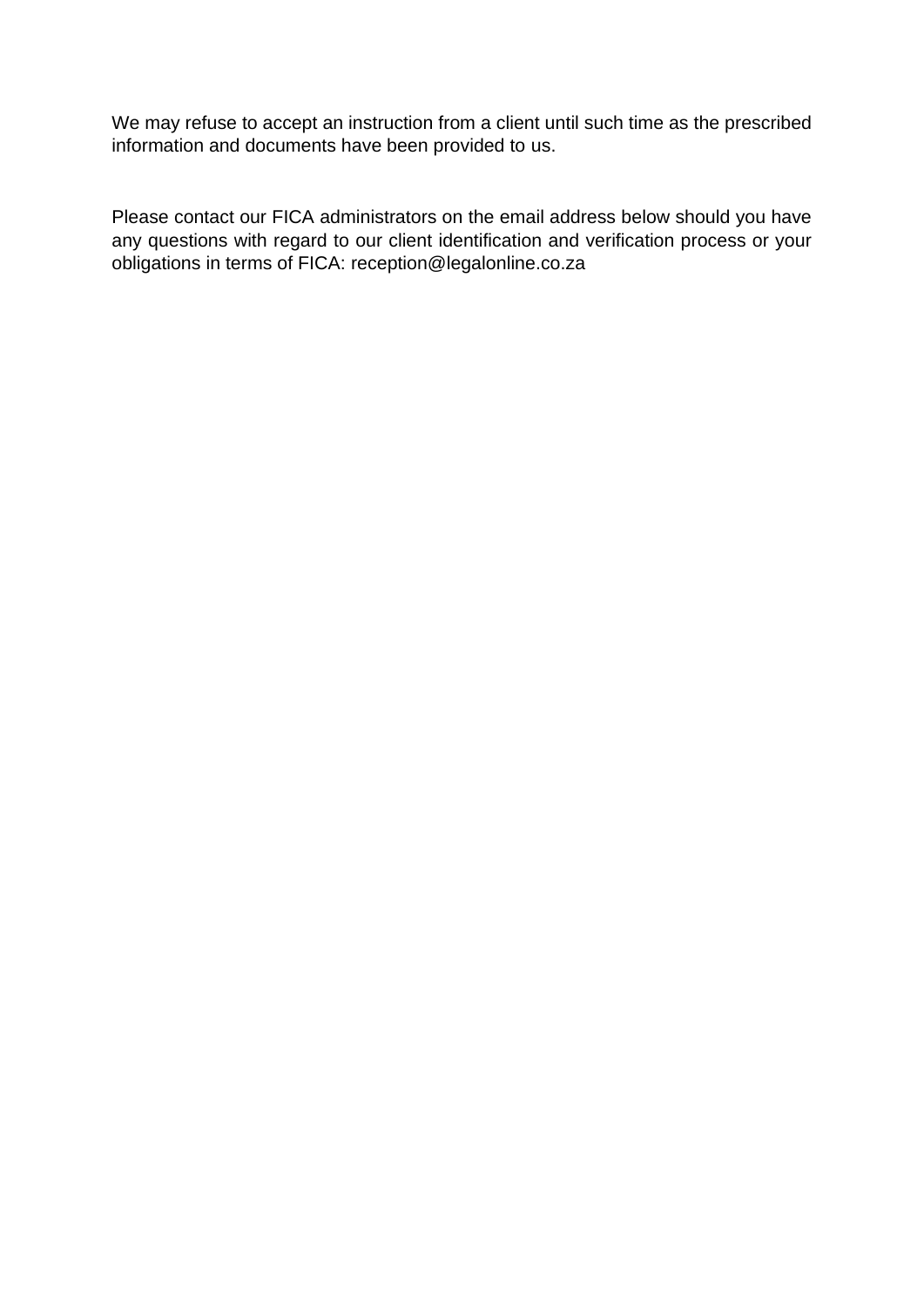We may refuse to accept an instruction from a client until such time as the prescribed information and documents have been provided to us.

Please contact our FICA administrators on the email address below should you have any questions with regard to our client identification and verification process or your obligations in terms of FICA: reception@legalonline.co.za